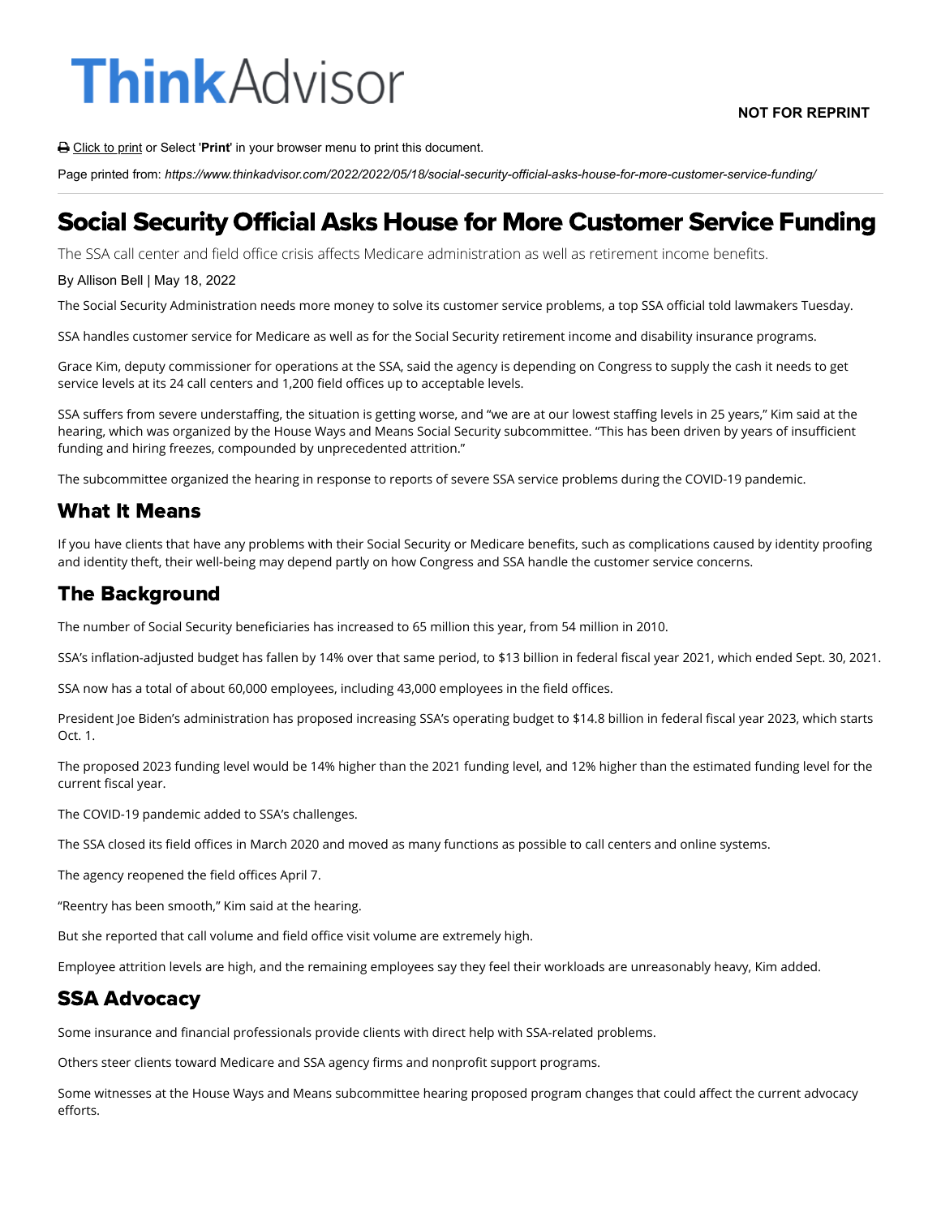# Social Security Official Asks House for More Customer Service Funding

The SSA call center and field office crisis affects Medicare administration as well as retirement income benefits.

By Allison Bell | May 18, 2022

The Social Security Administration needs more money to solve its customer service problems, a top SSA official told lawmakers Tuesday.

SSA handles customer service for Medicare as well as for the Social Security retirement income and disability insurance programs.

Grace Kim, deputy commissioner for operations at the SSA, said the agency is depending on Congress to supply the cash it needs to get service levels at its 24 call centers and 1,200 field offices up to acceptable levels.

SSA suffers from severe understaffing, the situation is getting worse, and "we are at our lowest staffing levels in 25 years," Kim said at the hearing, which was organized by the House Ways and Means Social Security subcommittee. "This has been driven by years of insufficient funding and hiring freezes, compounded by unprecedented attrition."

The subcommittee organized the hearing in response to reports of severe SSA service problems during the COVID-19 pandemic.

## What It Means

If you have clients that have any problems with their Social Security or Medicare benefits, such as complications caused by identity proofing and identity theft, their well-being may depend partly on how Congress and SSA handle the customer service concerns.

## The Background

The number of Social Security beneficiaries has increased to 65 million this year, from 54 million in 2010.

SSA's inflation-adjusted budget has fallen by 14% over that same period, to $13 billion in federal fiscal year 2021, which ended Sept. 30, 2021.

SSA now has a total of about 60,000 employees, including 43,000 employees in the field offices.

President Joe Biden's administration has proposed increasing SSA's operating budget to $14.8 billion in federal fiscal year 2023, which starts Oct. 1.

The proposed 2023 funding level would be 14% higher than the 2021 funding level, and 12% higher than the estimated funding level for the current fiscal year.

The COVID-19 pandemic added to SSA's challenges.

The SSA closed its field offices in March 2020 and moved as many functions as possible to call centers and online systems.

The agency reopened the field offices April 7.

"Reentry has been smooth," Kim said at the hearing.

But she reported that call volume and field office visit volume are extremely high.

Employee attrition levels are high, and the remaining employees say they feel their workloads are unreasonably heavy, Kim added.

## SSA Advocacy

Some insurance and financial professionals provide clients with direct help with SSA-related problems.

Others steer clients toward Medicare and SSA agency firms and nonprofit support programs.

Some witnesses at the House Ways and Means subcommittee hearing proposed program changes that could affect the current advocacy efforts.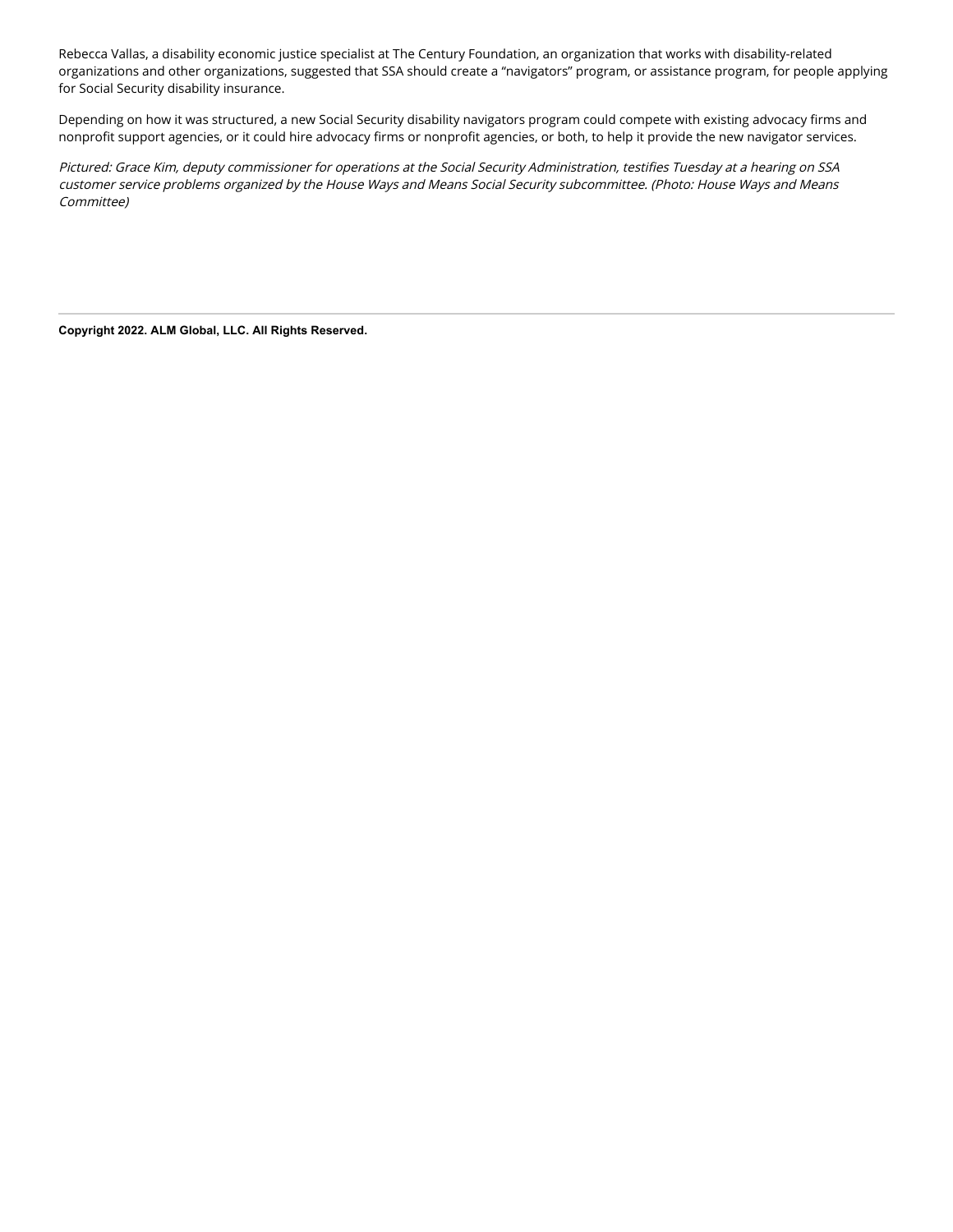Rebecca Vallas, a disability economic justice specialist at The Century Foundation, an organization that works with disability-related organizations and other organizations, suggested that SSA should create a "navigators" program, or assistance program, for people applying for Social Security disability insurance.

Depending on how it was structured, a new Social Security disability navigators program could compete with existing advocacy firms and nonprofit support agencies, or it could hire advocacy firms or nonprofit agencies, or both, to help it provide the new navigator services.

*Pictured: Grace Kim, deputy commissioner for operations at the Social Security Administration, testifies Tuesday at a hearing on SSA customer service problems organized by the House Ways and Means Social Security subcommittee. (Photo: House Ways and Means Committee)*

---

**Copyright 2022. ALM Global, LLC. All Rights Reserved.**